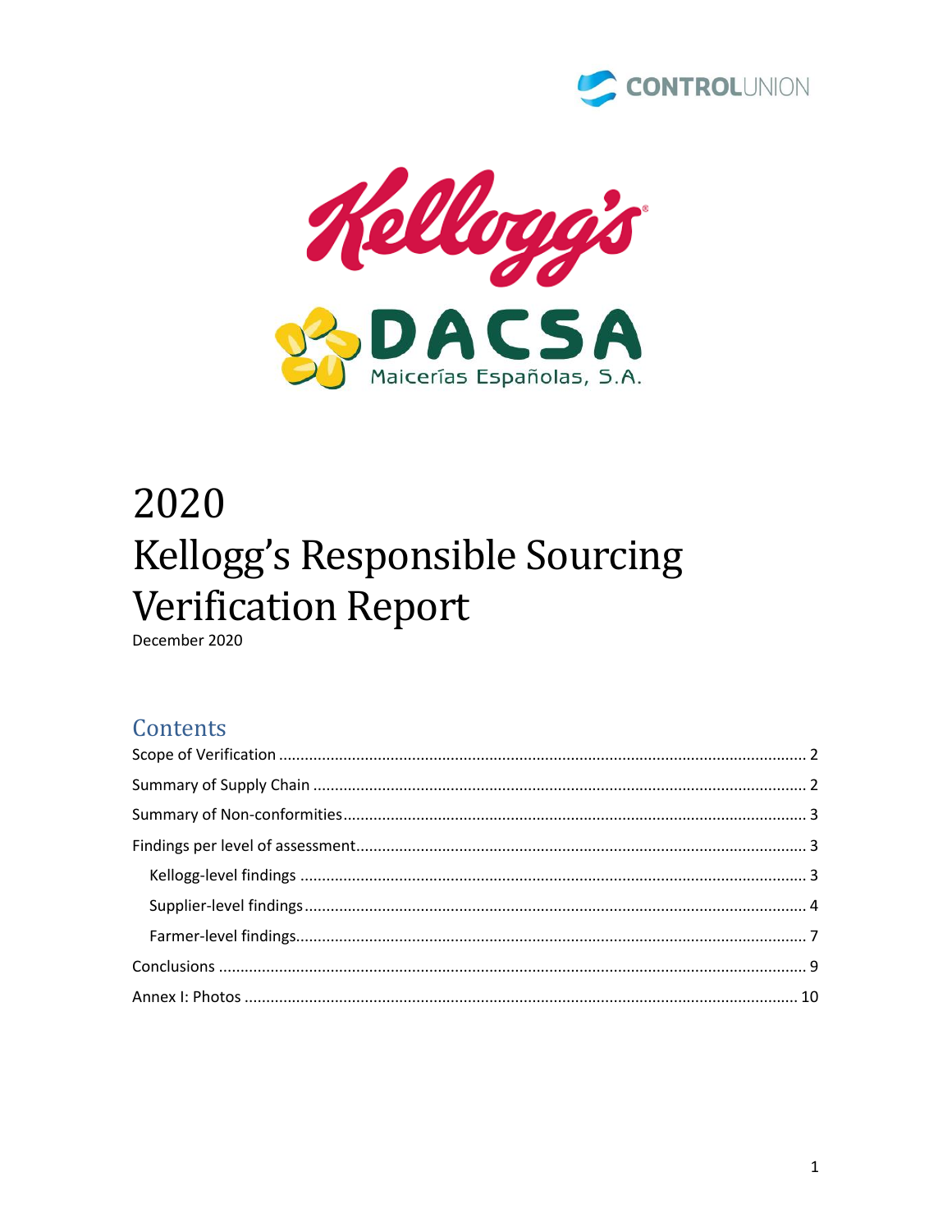# 2020 Kellogg's Responsible Sourcing Verification Report

December 2020

## Contents

- Scope of Verification ........ 2
- Summary of Supply Chain ........ 2
- Summary of Non-conformities ........ 3
- Findings per level of assessment ........ 3
  - Kellogg-level findings ........ 3
  - Supplier-level findings ........ 4
  - Farmer-level findings ........ 7
- Conclusions ........ 9
- Annex I: Photos ........ 10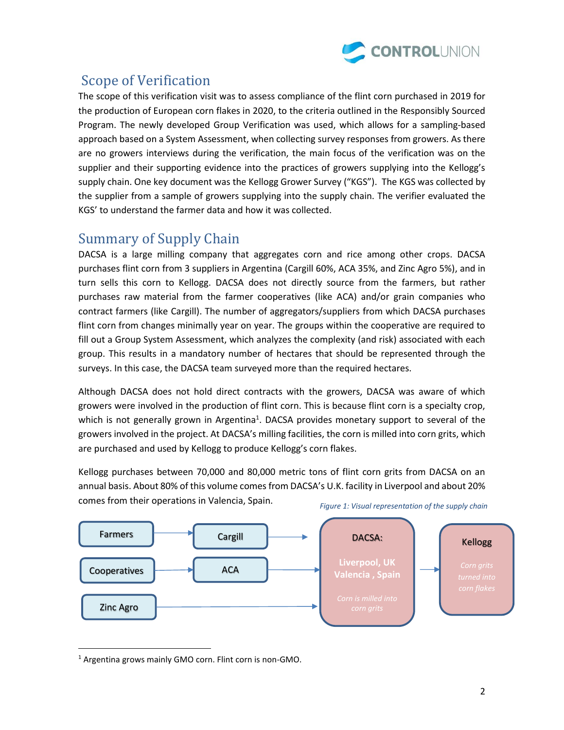## Scope of Verification

The scope of this verification visit was to assess compliance of the flint corn purchased in 2019 for the production of European corn flakes in 2020, to the criteria outlined in the Responsibly Sourced Program. The newly developed Group Verification was used, which allows for a sampling-based approach based on a System Assessment, when collecting survey responses from growers. As there are no growers interviews during the verification, the main focus of the verification was on the supplier and their supporting evidence into the practices of growers supplying into the Kellogg's supply chain. One key document was the Kellogg Grower Survey ("KGS"). The KGS was collected by the supplier from a sample of growers supplying into the supply chain. The verifier evaluated the KGS' to understand the farmer data and how it was collected.

## Summary of Supply Chain

DACSA is a large milling company that aggregates corn and rice among other crops. DACSA purchases flint corn from 3 suppliers in Argentina (Cargill 60%, ACA 35%, and Zinc Agro 5%), and in turn sells this corn to Kellogg. DACSA does not directly source from the farmers, but rather purchases raw material from the farmer cooperatives (like ACA) and/or grain companies who contract farmers (like Cargill). The number of aggregators/suppliers from which DACSA purchases flint corn from changes minimally year on year. The groups within the cooperative are required to fill out a Group System Assessment, which analyzes the complexity (and risk) associated with each group. This results in a mandatory number of hectares that should be represented through the surveys. In this case, the DACSA team surveyed more than the required hectares.

Although DACSA does not hold direct contracts with the growers, DACSA was aware of which growers were involved in the production of flint corn. This is because flint corn is a specialty crop, which is not generally grown in Argentina[1]. DACSA provides monetary support to several of the growers involved in the project. At DACSA's milling facilities, the corn is milled into corn grits, which are purchased and used by Kellogg to produce Kellogg's corn flakes.

Kellogg purchases between 70,000 and 80,000 metric tons of flint corn grits from DACSA on an annual basis. About 80% of this volume comes from DACSA's U.K. facility in Liverpool and about 20% comes from their operations in Valencia, Spain.

*Figure 1: Visual representation of the supply chain*

Farmers → Cargill → DACSA: Liverpool, UK / Valencia, Spain (Corn is milled into corn grits) → Kellogg (Corn grits turned into corn flakes)

Cooperatives → ACA → DACSA

Zinc Agro → DACSA

[1] Argentina grows mainly GMO corn. Flint corn is non-GMO.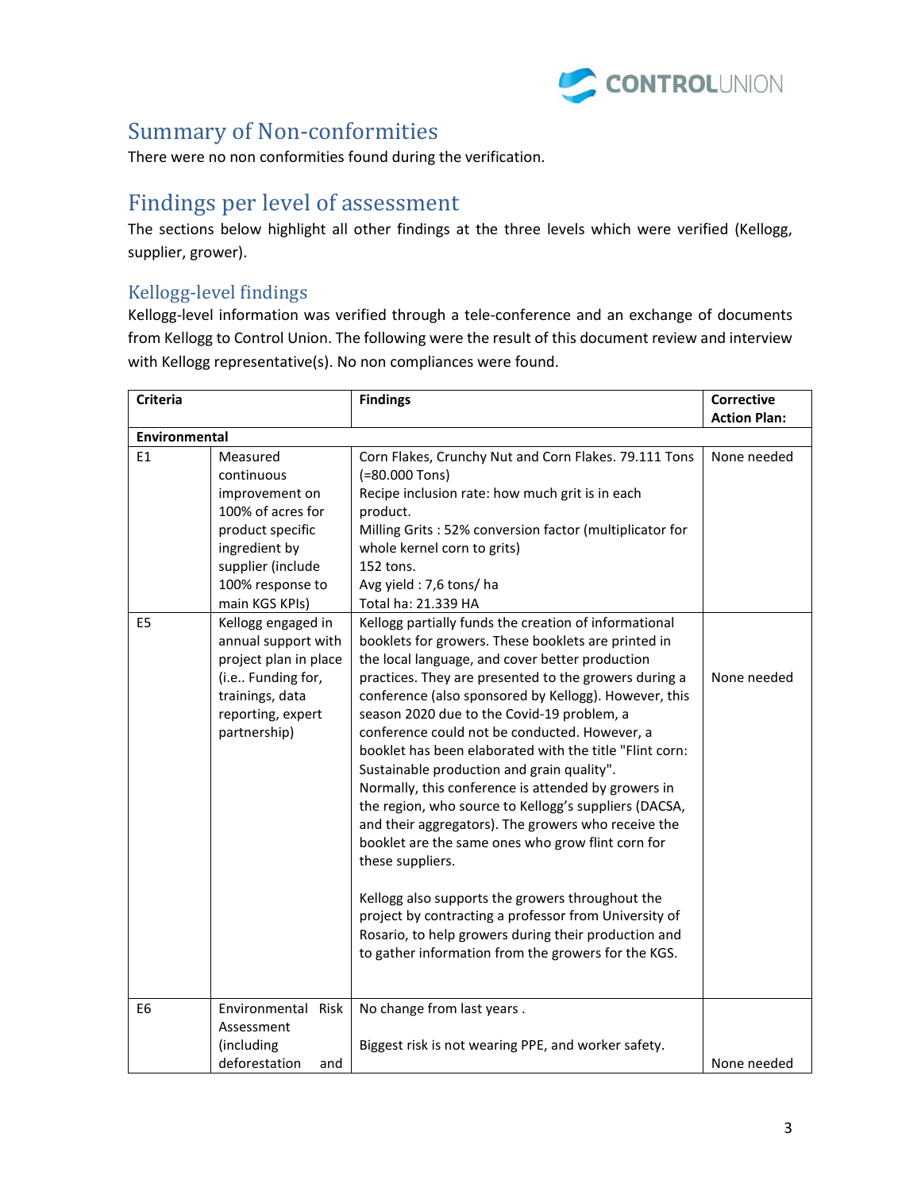## Summary of Non-conformities

There were no non conformities found during the verification.

## Findings per level of assessment

The sections below highlight all other findings at the three levels which were verified (Kellogg, supplier, grower).

### Kellogg-level findings

Kellogg-level information was verified through a tele-conference and an exchange of documents from Kellogg to Control Union. The following were the result of this document review and interview with Kellogg representative(s). No non compliances were found.

| Criteria | | Findings | Corrective Action Plan: |
|---|---|---|---|
| **Environmental** | | | |
| E1 | Measured continuous improvement on 100% of acres for product specific ingredient by supplier (include 100% response to main KGS KPIs) | Corn Flakes, Crunchy Nut and Corn Flakes. 79.111 Tons (=80.000 Tons)<br>Recipe inclusion rate: how much grit is in each product.<br>Milling Grits : 52% conversion factor (multiplicator for whole kernel corn to grits)<br>152 tons.<br>Avg yield : 7,6 tons/ ha<br>Total ha: 21.339 HA | None needed |
| E5 | Kellogg engaged in annual support with project plan in place (i.e.. Funding for, trainings, data reporting, expert partnership) | Kellogg partially funds the creation of informational booklets for growers. These booklets are printed in the local language, and cover better production practices. They are presented to the growers during a conference (also sponsored by Kellogg). However, this season 2020 due to the Covid-19 problem, a conference could not be conducted. However, a booklet has been elaborated with the title "Flint corn: Sustainable production and grain quality". Normally, this conference is attended by growers in the region, who source to Kellogg's suppliers (DACSA, and their aggregators). The growers who receive the booklet are the same ones who grow flint corn for these suppliers.<br><br>Kellogg also supports the growers throughout the project by contracting a professor from University of Rosario, to help growers during their production and to gather information from the growers for the KGS. | None needed |
| E6 | Environmental Risk Assessment (including deforestation and | No change from last years .<br><br>Biggest risk is not wearing PPE, and worker safety. | None needed |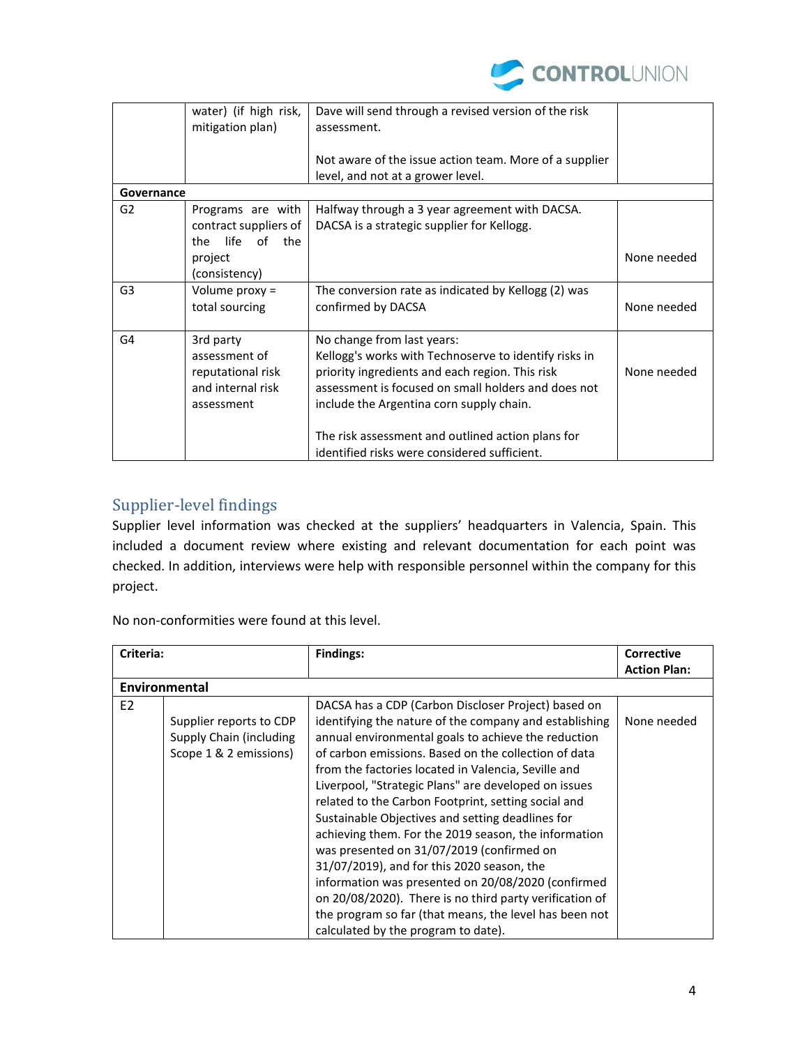| | | | |
|---|---|---|---|
| | water) (if high risk, mitigation plan) | Dave will send through a revised version of the risk assessment.<br><br>Not aware of the issue action team. More of a supplier level, and not at a grower level. | |
| **Governance** | | | |
| G2 | Programs are with contract suppliers of the life of the project (consistency) | Halfway through a 3 year agreement with DACSA. DACSA is a strategic supplier for Kellogg. | None needed |
| G3 | Volume proxy = total sourcing | The conversion rate as indicated by Kellogg (2) was confirmed by DACSA | None needed |
| G4 | 3rd party assessment of reputational risk and internal risk assessment | No change from last years:<br>Kellogg's works with Technoserve to identify risks in priority ingredients and each region. This risk assessment is focused on small holders and does not include the Argentina corn supply chain.<br><br>The risk assessment and outlined action plans for identified risks were considered sufficient. | None needed |

## Supplier-level findings

Supplier level information was checked at the suppliers' headquarters in Valencia, Spain. This included a document review where existing and relevant documentation for each point was checked. In addition, interviews were help with responsible personnel within the company for this project.

No non-conformities were found at this level.

| **Criteria:** | | **Findings:** | **Corrective Action Plan:** |
|---|---|---|---|
| **Environmental** | | | |
| E2 | Supplier reports to CDP Supply Chain (including Scope 1 & 2 emissions) | DACSA has a CDP (Carbon Discloser Project) based on identifying the nature of the company and establishing annual environmental goals to achieve the reduction of carbon emissions. Based on the collection of data from the factories located in Valencia, Seville and Liverpool, "Strategic Plans" are developed on issues related to the Carbon Footprint, setting social and Sustainable Objectives and setting deadlines for achieving them. For the 2019 season, the information was presented on 31/07/2019 (confirmed on 31/07/2019), and for this 2020 season, the information was presented on 20/08/2020 (confirmed on 20/08/2020). There is no third party verification of the program so far (that means, the level has been not calculated by the program to date). | None needed |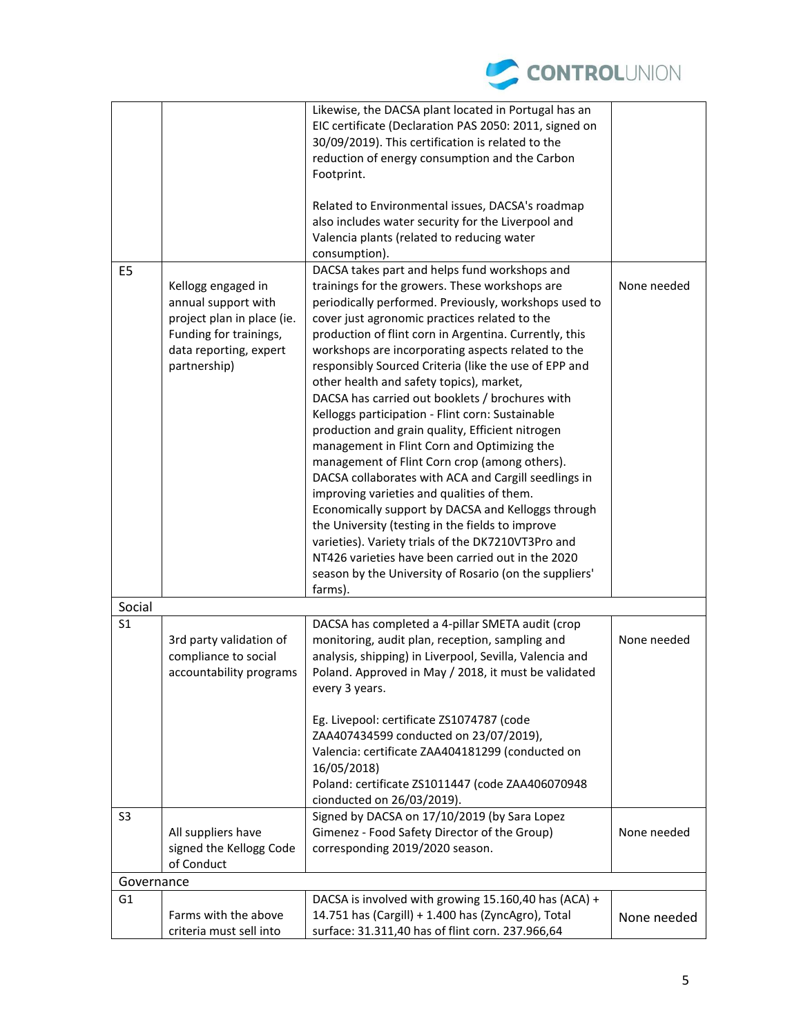| | | | |
|---|---|---|---|
| | | Likewise, the DACSA plant located in Portugal has an EIC certificate (Declaration PAS 2050: 2011, signed on 30/09/2019). This certification is related to the reduction of energy consumption and the Carbon Footprint.<br><br>Related to Environmental issues, DACSA's roadmap also includes water security for the Liverpool and Valencia plants (related to reducing water consumption). | |
| E5 | Kellogg engaged in annual support with project plan in place (ie. Funding for trainings, data reporting, expert partnership) | DACSA takes part and helps fund workshops and trainings for the growers. These workshops are periodically performed. Previously, workshops used to cover just agronomic practices related to the production of flint corn in Argentina. Currently, this workshops are incorporating aspects related to the responsibly Sourced Criteria (like the use of EPP and other health and safety topics), market,<br>DACSA has carried out booklets / brochures with Kelloggs participation - Flint corn: Sustainable production and grain quality, Efficient nitrogen management in Flint Corn and Optimizing the management of Flint Corn crop (among others).<br>DACSA collaborates with ACA and Cargill seedlings in improving varieties and qualities of them.<br>Economically support by DACSA and Kelloggs through the University (testing in the fields to improve varieties). Variety trials of the DK7210VT3Pro and NT426 varieties have been carried out in the 2020 season by the University of Rosario (on the suppliers' farms). | None needed |
| Social | | | |
| S1 | 3rd party validation of compliance to social accountability programs | DACSA has completed a 4-pillar SMETA audit (crop monitoring, audit plan, reception, sampling and analysis, shipping) in Liverpool, Sevilla, Valencia and Poland. Approved in May / 2018, it must be validated every 3 years.<br><br>Eg. Livepool: certificate ZS1074787 (code ZAA407434599 conducted on 23/07/2019),<br>Valencia: certificate ZAA404181299 (conducted on 16/05/2018)<br>Poland: certificate ZS1011447 (code ZAA406070948 cionducted on 26/03/2019). | None needed |
| S3 | All suppliers have signed the Kellogg Code of Conduct | Signed by DACSA on 17/10/2019 (by Sara Lopez Gimenez - Food Safety Director of the Group) corresponding 2019/2020 season. | None needed |
| Governance | | | |
| G1 | Farms with the above criteria must sell into | DACSA is involved with growing 15.160,40 has (ACA) + 14.751 has (Cargill) + 1.400 has (ZyncAgro), Total surface: 31.311,40 has of flint corn. 237.966,64 | None needed |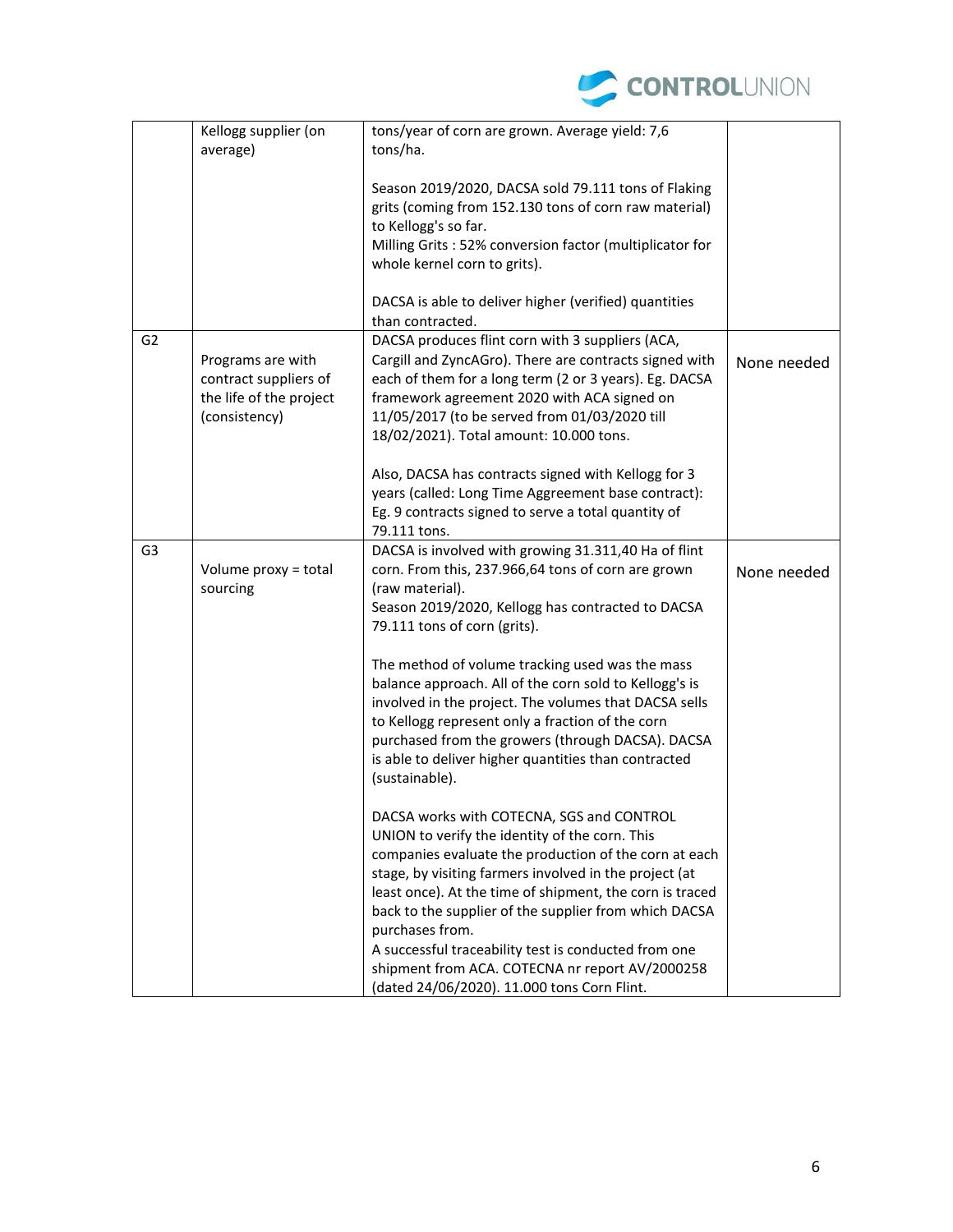| | | | |
|---|---|---|---|
| | Kellogg supplier (on average) | tons/year of corn are grown. Average yield: 7,6 tons/ha.<br><br>Season 2019/2020, DACSA sold 79.111 tons of Flaking grits (coming from 152.130 tons of corn raw material) to Kellogg's so far.<br>Milling Grits : 52% conversion factor (multiplicator for whole kernel corn to grits).<br><br>DACSA is able to deliver higher (verified) quantities than contracted. | |
| G2 | Programs are with contract suppliers of the life of the project (consistency) | DACSA produces flint corn with 3 suppliers (ACA, Cargill and ZyncAGro). There are contracts signed with each of them for a long term (2 or 3 years). Eg. DACSA framework agreement 2020 with ACA signed on 11/05/2017 (to be served from 01/03/2020 till 18/02/2021). Total amount: 10.000 tons.<br><br>Also, DACSA has contracts signed with Kellogg for 3 years (called: Long Time Aggreement base contract): Eg. 9 contracts signed to serve a total quantity of 79.111 tons. | None needed |
| G3 | Volume proxy = total sourcing | DACSA is involved with growing 31.311,40 Ha of flint corn. From this, 237.966,64 tons of corn are grown (raw material).<br>Season 2019/2020, Kellogg has contracted to DACSA 79.111 tons of corn (grits).<br><br>The method of volume tracking used was the mass balance approach. All of the corn sold to Kellogg's is involved in the project. The volumes that DACSA sells to Kellogg represent only a fraction of the corn purchased from the growers (through DACSA). DACSA is able to deliver higher quantities than contracted (sustainable).<br><br>DACSA works with COTECNA, SGS and CONTROL UNION to verify the identity of the corn. This companies evaluate the production of the corn at each stage, by visiting farmers involved in the project (at least once). At the time of shipment, the corn is traced back to the supplier of the supplier from which DACSA purchases from.<br>A successful traceability test is conducted from one shipment from ACA. COTECNA nr report AV/2000258 (dated 24/06/2020). 11.000 tons Corn Flint. | None needed |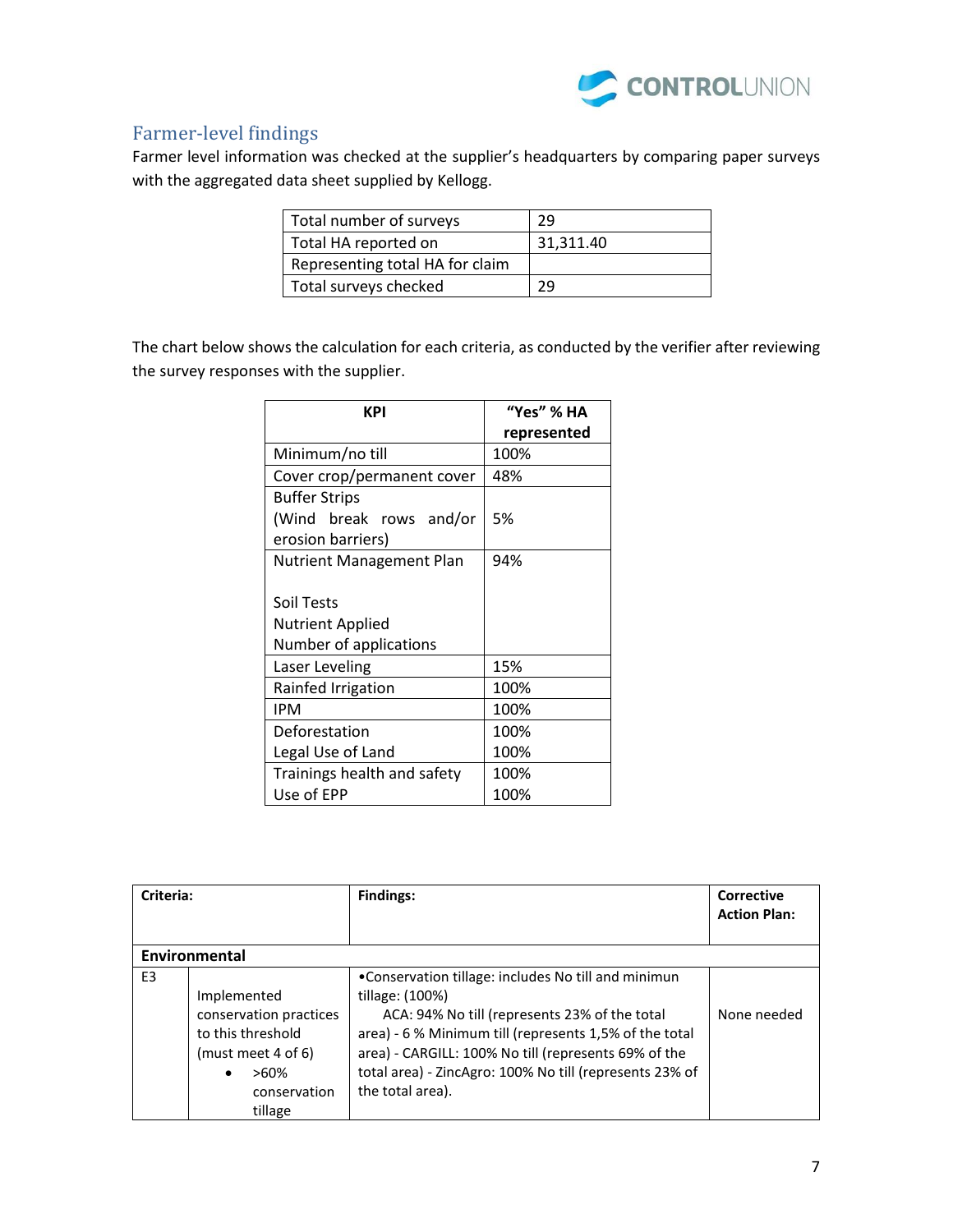## Farmer-level findings

Farmer level information was checked at the supplier's headquarters by comparing paper surveys with the aggregated data sheet supplied by Kellogg.

| | |
|---|---|
| Total number of surveys | 29 |
| Total HA reported on | 31,311.40 |
| Representing total HA for claim | |
| Total surveys checked | 29 |

The chart below shows the calculation for each criteria, as conducted by the verifier after reviewing the survey responses with the supplier.

| KPI | "Yes" % HA represented |
|---|---|
| Minimum/no till | 100% |
| Cover crop/permanent cover | 48% |
| Buffer Strips (Wind break rows and/or erosion barriers) | 5% |
| Nutrient Management Plan<br><br>Soil Tests<br>Nutrient Applied<br>Number of applications | 94% |
| Laser Leveling | 15% |
| Rainfed Irrigation | 100% |
| IPM | 100% |
| Deforestation<br>Legal Use of Land | 100%<br>100% |
| Trainings health and safety<br>Use of EPP | 100%<br>100% |

| Criteria: | | Findings: | Corrective Action Plan: |
|---|---|---|---|
| **Environmental** | | | |
| E3 | Implemented conservation practices to this threshold (must meet 4 of 6)<br>• >60% conservation tillage | •Conservation tillage: includes No till and minimun tillage: (100%)<br>ACA: 94% No till (represents 23% of the total area) - 6 % Minimum till (represents 1,5% of the total area) - CARGILL: 100% No till (represents 69% of the total area) - ZincAgro: 100% No till (represents 23% of the total area). | None needed |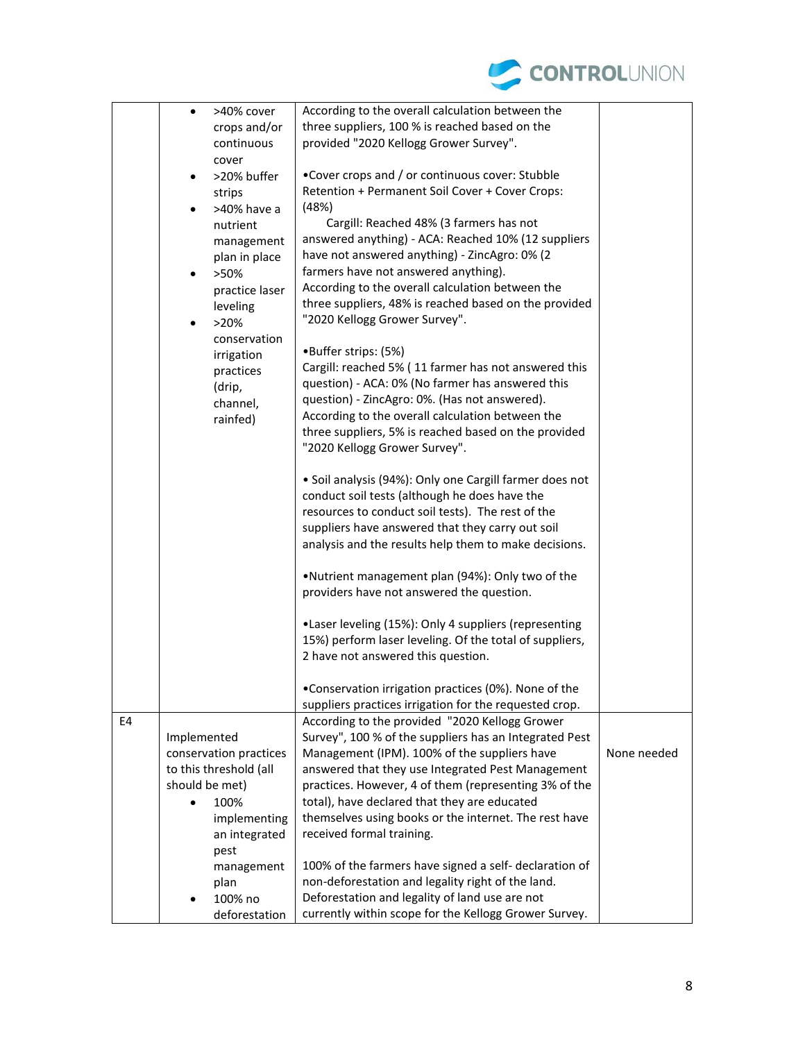| | | | |
|---|---|---|---|
| | • >40% cover crops and/or continuous cover<br>• >20% buffer strips<br>• >40% have a nutrient management plan in place<br>• >50% practice laser leveling<br>• >20% conservation irrigation practices (drip, channel, rainfed) | According to the overall calculation between the three suppliers, 100 % is reached based on the provided "2020 Kellogg Grower Survey".<br><br>•Cover crops and / or continuous cover: Stubble Retention + Permanent Soil Cover + Cover Crops: (48%)<br>Cargill: Reached 48% (3 farmers has not answered anything) - ACA: Reached 10% (12 suppliers have not answered anything) - ZincAgro: 0% (2 farmers have not answered anything).<br>According to the overall calculation between the three suppliers, 48% is reached based on the provided "2020 Kellogg Grower Survey".<br><br>•Buffer strips: (5%)<br>Cargill: reached 5% ( 11 farmer has not answered this question) - ACA: 0% (No farmer has answered this question) - ZincAgro: 0%. (Has not answered).<br>According to the overall calculation between the three suppliers, 5% is reached based on the provided "2020 Kellogg Grower Survey".<br><br>• Soil analysis (94%): Only one Cargill farmer does not conduct soil tests (although he does have the resources to conduct soil tests). The rest of the suppliers have answered that they carry out soil analysis and the results help them to make decisions.<br><br>•Nutrient management plan (94%): Only two of the providers have not answered the question.<br><br>•Laser leveling (15%): Only 4 suppliers (representing 15%) perform laser leveling. Of the total of suppliers, 2 have not answered this question.<br><br>•Conservation irrigation practices (0%). None of the suppliers practices irrigation for the requested crop. | |
| E4 | Implemented conservation practices to this threshold (all should be met)<br>• 100% implementing an integrated pest management plan<br>• 100% no deforestation | According to the provided "2020 Kellogg Grower Survey", 100 % of the suppliers has an Integrated Pest Management (IPM). 100% of the suppliers have answered that they use Integrated Pest Management practices. However, 4 of them (representing 3% of the total), have declared that they are educated themselves using books or the internet. The rest have received formal training.<br><br>100% of the farmers have signed a self- declaration of non-deforestation and legality right of the land. Deforestation and legality of land use are not currently within scope for the Kellogg Grower Survey. | None needed |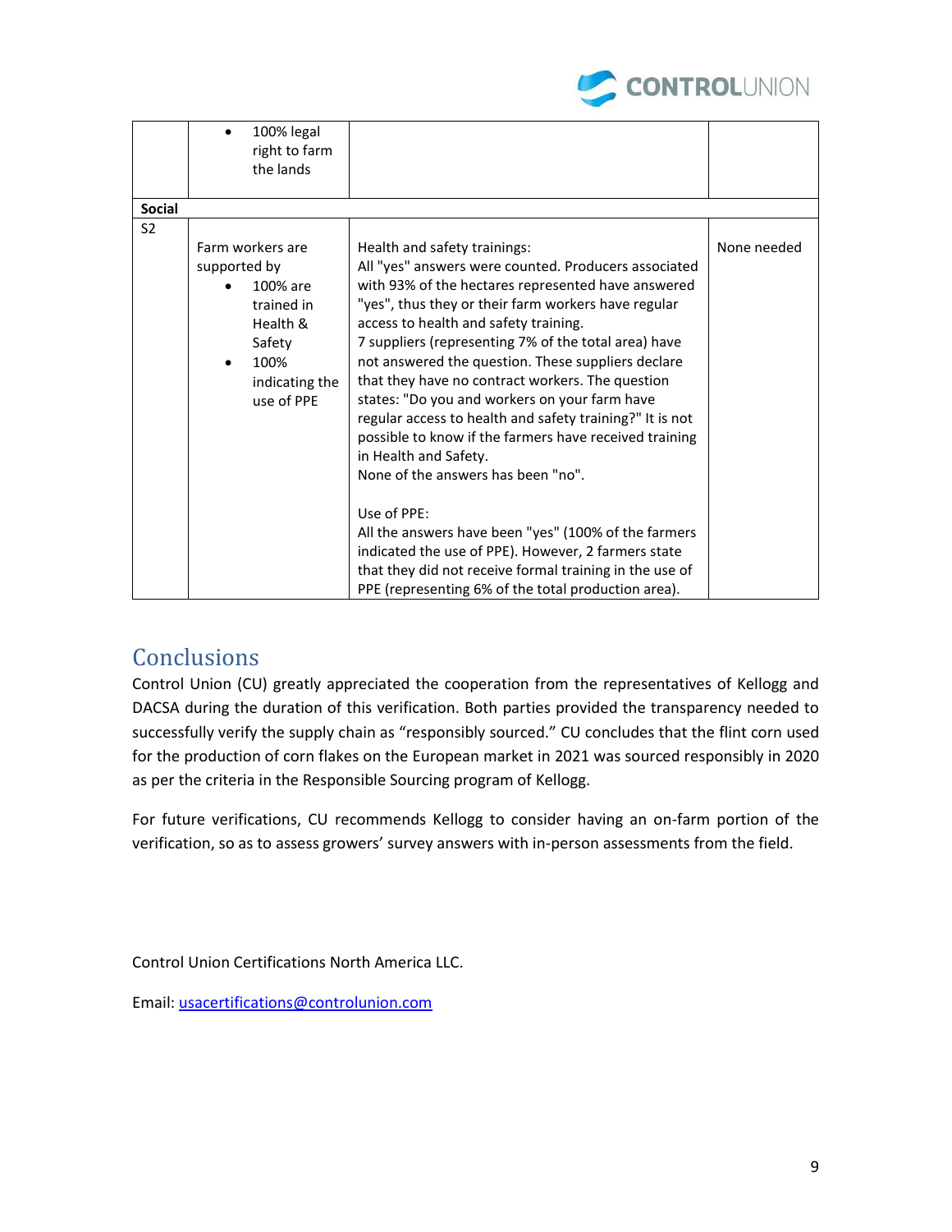| | | | |
|---|---|---|---|
| | • 100% legal right to farm the lands | | |
| **Social** | | | |
| S2 | Farm workers are supported by<br>• 100% are trained in Health & Safety<br>• 100% indicating the use of PPE | Health and safety trainings:<br>All "yes" answers were counted. Producers associated with 93% of the hectares represented have answered "yes", thus they or their farm workers have regular access to health and safety training.<br>7 suppliers (representing 7% of the total area) have not answered the question. These suppliers declare that they have no contract workers. The question states: "Do you and workers on your farm have regular access to health and safety training?" It is not possible to know if the farmers have received training in Health and Safety.<br>None of the answers has been "no".<br><br>Use of PPE:<br>All the answers have been "yes" (100% of the farmers indicated the use of PPE). However, 2 farmers state that they did not receive formal training in the use of PPE (representing 6% of the total production area). | None needed |

## Conclusions

Control Union (CU) greatly appreciated the cooperation from the representatives of Kellogg and DACSA during the duration of this verification. Both parties provided the transparency needed to successfully verify the supply chain as "responsibly sourced." CU concludes that the flint corn used for the production of corn flakes on the European market in 2021 was sourced responsibly in 2020 as per the criteria in the Responsible Sourcing program of Kellogg.

For future verifications, CU recommends Kellogg to consider having an on-farm portion of the verification, so as to assess growers' survey answers with in-person assessments from the field.

Control Union Certifications North America LLC.

Email: usacertifications@controlunion.com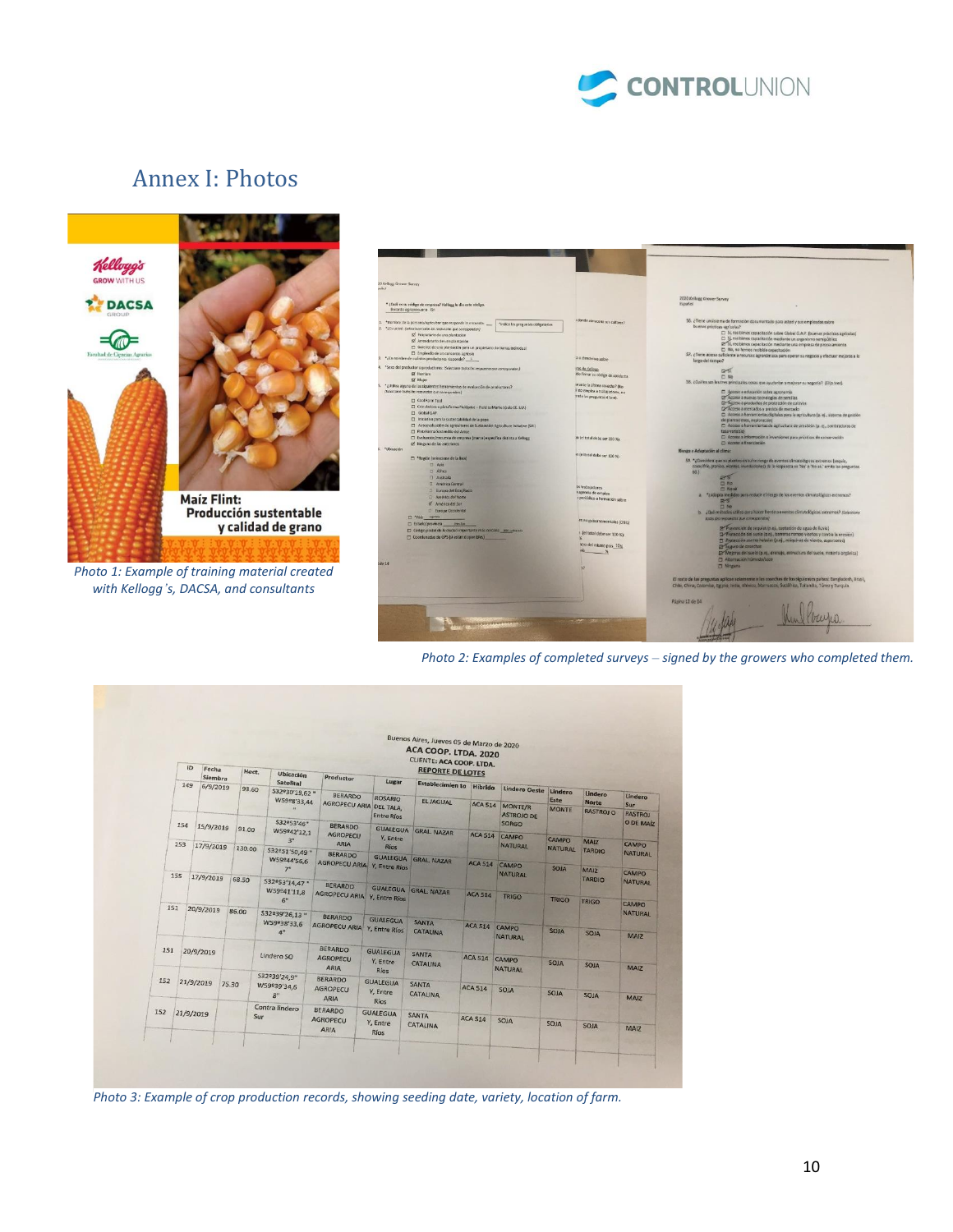# Annex I: Photos

*Photo 1: Example of training material created with Kellogg's, DACSA, and consultants*

*Photo 2: Examples of completed surveys – signed by the growers who completed them.*

*Photo 3: Example of crop production records, showing seeding date, variety, location of farm.*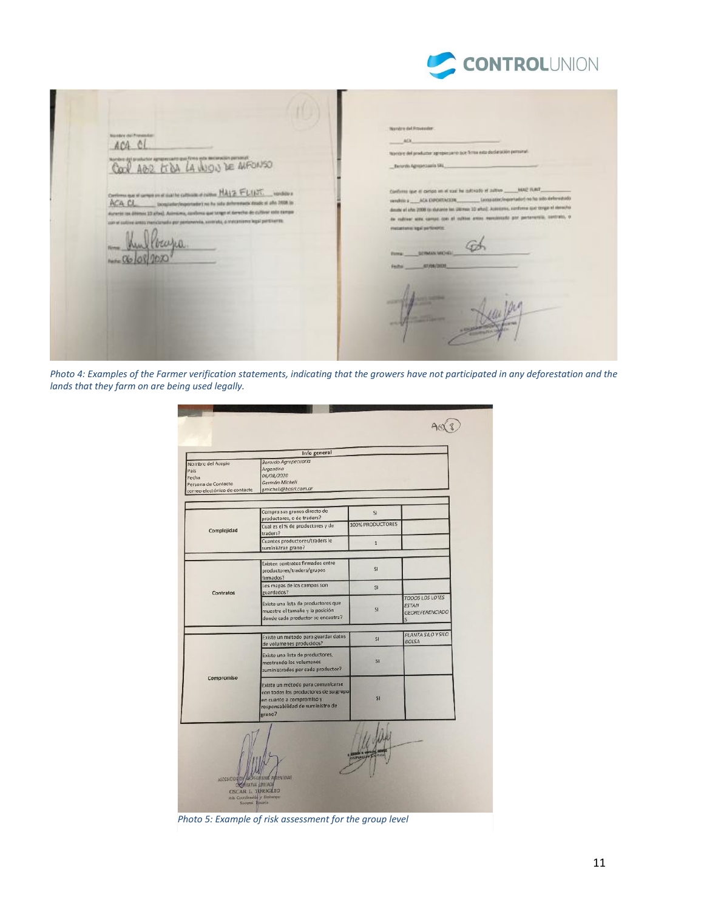*Photo 4: Examples of the Farmer verification statements, indicating that the growers have not participated in any deforestation and the lands that they farm on are being used legally.*

| | | | |
|---|---|---|---|
| **Info general** | | | |
| Nombre del Acopio | Berardo Agropecuaria | | |
| País | Argentina | | |
| Fecha | 06/08/2020 | | |
| Persona de Contacto | Germán Micheli | | |
| correo electrónico de contacto | gmicheli@bosri.com.ar | | |
| Complejidad | Compra sus granos directo de productores, o de traders? | SI | |
| | Cual es el % de productores y de traders? | 100% PRODUCTORES | |
| | Cuantos productores/traders le suministran grano? | 1 | |
| Contratos | Existen contratos firmados entre productores/traders/grupos firmados? | SI | |
| | Los mapas de los campos son guardados? | SI | |
| | Existe una lista de productores que muestre el tamaño y la posición donde cada productor se encuentra? | SI | TODOS LOS LOTES ESTAN GEOREFERENCIADOS |
| Compromiso | Existe un metodo para guardar datos de volumenes producidos? | SI | PLANTA SILO Y SILO BOLSA |
| | Existe una lista de productores, mostrando los volumenes suministrados por cada productor? | SI | |
| | Existe un método para comunicarse con todos los productores de su grupo en cuanto a compromiso y responsabilidad de suministro de grano? | SI | |

*Photo 5: Example of risk assessment for the group level*